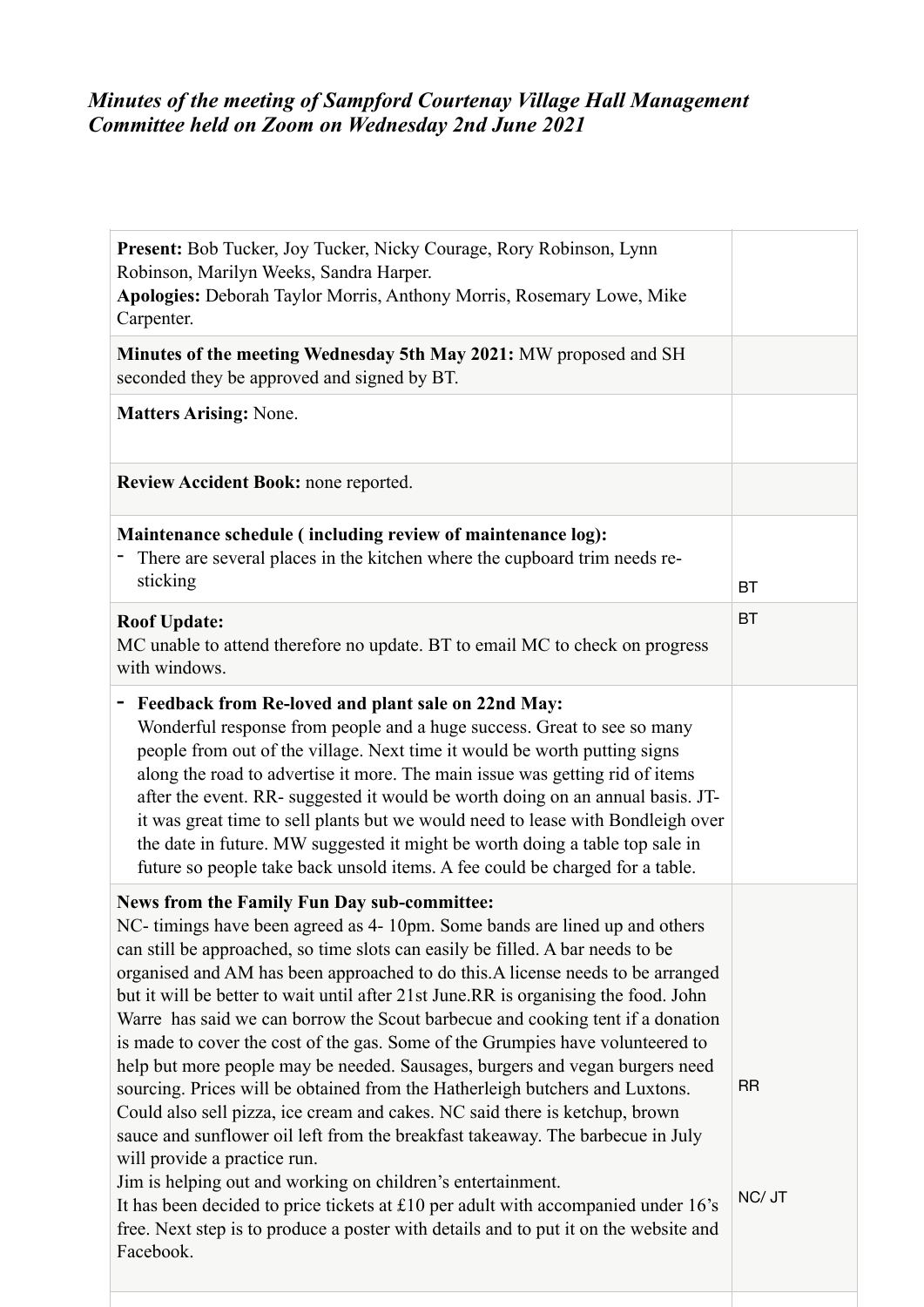*Minutes of the meeting of Sampford Courtenay Village Hall Management Committee held on Zoom on Wednesday 2nd June 2021*

| | |
|---|---|
| **Present:** Bob Tucker, Joy Tucker, Nicky Courage, Rory Robinson, Lynn Robinson, Marilyn Weeks, Sandra Harper.<br>**Apologies:** Deborah Taylor Morris, Anthony Morris, Rosemary Lowe, Mike Carpenter. | |
| **Minutes of the meeting Wednesday 5th May 2021:** MW proposed and SH seconded they be approved and signed by BT. | |
| **Matters Arising:** None. | |
| **Review Accident Book:** none reported. | |
| **Maintenance schedule ( including review of maintenance log):**<br>- There are several places in the kitchen where the cupboard trim needs re-sticking | BT |
| **Roof Update:**<br>MC unable to attend therefore no update. BT to email MC to check on progress with windows. | BT |
| - **Feedback from Re-loved and plant sale on 22nd May:**<br>Wonderful response from people and a huge success. Great to see so many people from out of the village. Next time it would be worth putting signs along the road to advertise it more. The main issue was getting rid of items after the event. RR- suggested it would be worth doing on an annual basis. JT- it was great time to sell plants but we would need to lease with Bondleigh over the date in future. MW suggested it might be worth doing a table top sale in future so people take back unsold items. A fee could be charged for a table. | |
| **News from the Family Fun Day sub-committee:**<br>NC- timings have been agreed as 4- 10pm. Some bands are lined up and others can still be approached, so time slots can easily be filled. A bar needs to be organised and AM has been approached to do this.A license needs to be arranged but it will be better to wait until after 21st June.RR is organising the food. John Warre has said we can borrow the Scout barbecue and cooking tent if a donation is made to cover the cost of the gas. Some of the Grumpies have volunteered to help but more people may be needed. Sausages, burgers and vegan burgers need sourcing. Prices will be obtained from the Hatherleigh butchers and Luxtons. Could also sell pizza, ice cream and cakes. NC said there is ketchup, brown sauce and sunflower oil left from the breakfast takeaway. The barbecue in July will provide a practice run.<br>Jim is helping out and working on children's entertainment.<br>It has been decided to price tickets at £10 per adult with accompanied under 16's free. Next step is to produce a poster with details and to put it on the website and Facebook. | RR<br><br>NC/ JT |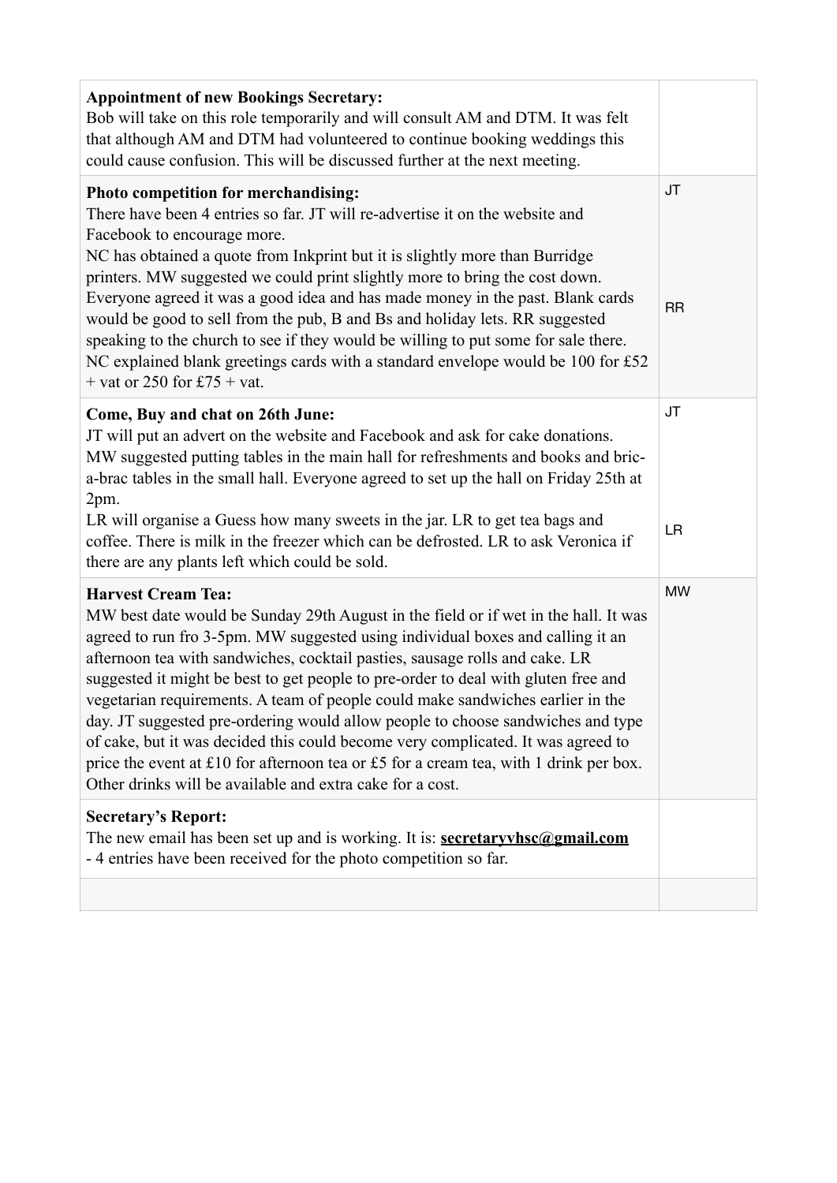| | |
|---|---|
| **Appointment of new Bookings Secretary:**<br>Bob will take on this role temporarily and will consult AM and DTM. It was felt that although AM and DTM had volunteered to continue booking weddings this could cause confusion. This will be discussed further at the next meeting. | |
| **Photo competition for merchandising:**<br>There have been 4 entries so far. JT will re-advertise it on the website and Facebook to encourage more.<br>NC has obtained a quote from Inkprint but it is slightly more than Burridge printers. MW suggested we could print slightly more to bring the cost down. Everyone agreed it was a good idea and has made money in the past. Blank cards would be good to sell from the pub, B and Bs and holiday lets. RR suggested speaking to the church to see if they would be willing to put some for sale there.<br>NC explained blank greetings cards with a standard envelope would be 100 for £52 + vat or 250 for £75 + vat. | JT<br><br>RR |
| **Come, Buy and chat on 26th June:**<br>JT will put an advert on the website and Facebook and ask for cake donations. MW suggested putting tables in the main hall for refreshments and books and bric-a-brac tables in the small hall. Everyone agreed to set up the hall on Friday 25th at 2pm.<br>LR will organise a Guess how many sweets in the jar. LR to get tea bags and coffee. There is milk in the freezer which can be defrosted. LR to ask Veronica if there are any plants left which could be sold. | JT<br><br>LR |
| **Harvest Cream Tea:**<br>MW best date would be Sunday 29th August in the field or if wet in the hall. It was agreed to run fro 3-5pm. MW suggested using individual boxes and calling it an afternoon tea with sandwiches, cocktail pasties, sausage rolls and cake. LR suggested it might be best to get people to pre-order to deal with gluten free and vegetarian requirements. A team of people could make sandwiches earlier in the day. JT suggested pre-ordering would allow people to choose sandwiches and type of cake, but it was decided this could become very complicated. It was agreed to price the event at £10 for afternoon tea or £5 for a cream tea, with 1 drink per box. Other drinks will be available and extra cake for a cost. | MW |
| **Secretary's Report:**<br>The new email has been set up and is working. It is: **secretaryvhsc@gmail.com**<br>- 4 entries have been received for the photo competition so far. | |
| | |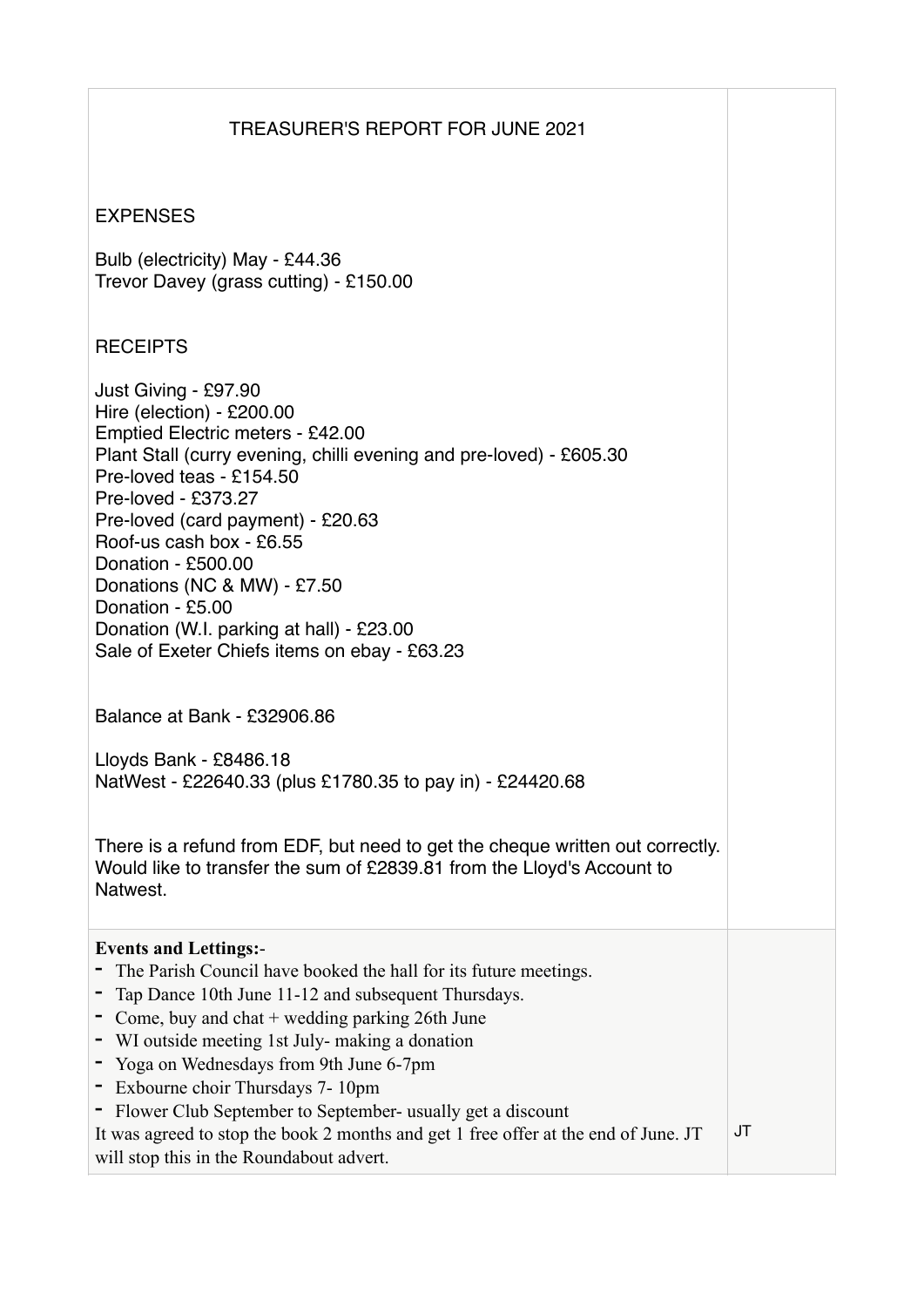| | |
|---|---|
| TREASURER'S REPORT FOR JUNE 2021<br><br>EXPENSES<br><br>Bulb (electricity) May - £44.36<br>Trevor Davey (grass cutting) - £150.00<br><br>RECEIPTS<br><br>Just Giving - £97.90<br>Hire (election) - £200.00<br>Emptied Electric meters - £42.00<br>Plant Stall (curry evening, chilli evening and pre-loved) - £605.30<br>Pre-loved teas - £154.50<br>Pre-loved - £373.27<br>Pre-loved (card payment) - £20.63<br>Roof-us cash box - £6.55<br>Donation - £500.00<br>Donations (NC & MW) - £7.50<br>Donation - £5.00<br>Donation (W.I. parking at hall) - £23.00<br>Sale of Exeter Chiefs items on ebay - £63.23<br><br>Balance at Bank - £32906.86<br><br>Lloyds Bank - £8486.18<br>NatWest - £22640.33 (plus £1780.35 to pay in) - £24420.68<br><br>There is a refund from EDF, but need to get the cheque written out correctly. Would like to transfer the sum of £2839.81 from the Lloyd's Account to Natwest. | |
| **Events and Lettings:-**<br>- The Parish Council have booked the hall for its future meetings.<br>- Tap Dance 10th June 11-12 and subsequent Thursdays.<br>- Come, buy and chat + wedding parking 26th June<br>- WI outside meeting 1st July- making a donation<br>- Yoga on Wednesdays from 9th June 6-7pm<br>- Exbourne choir Thursdays 7- 10pm<br>- Flower Club September to September- usually get a discount<br>It was agreed to stop the book 2 months and get 1 free offer at the end of June. JT will stop this in the Roundabout advert. | JT |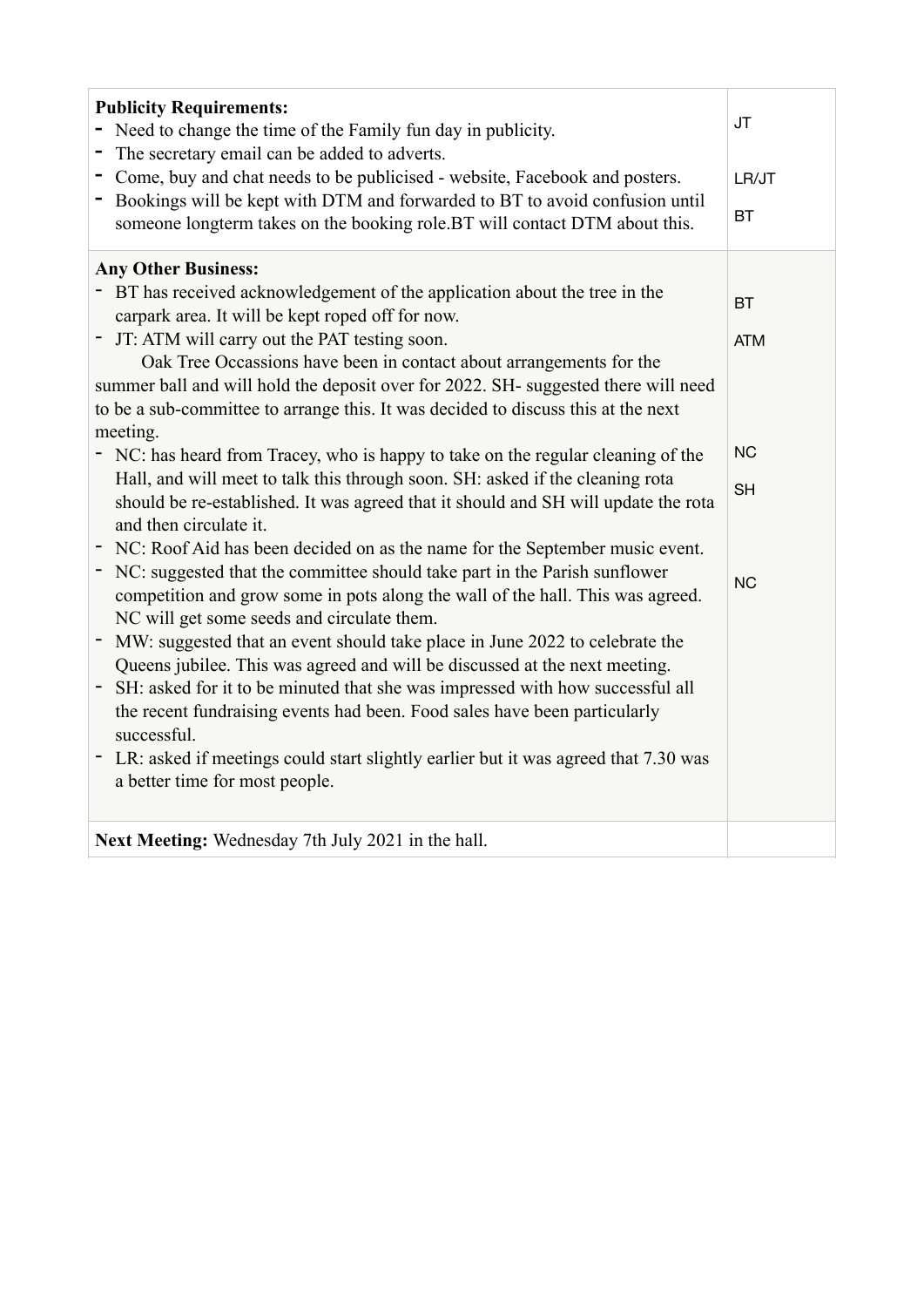| | |
|---|---|
| **Publicity Requirements:**<br>- Need to change the time of the Family fun day in publicity.<br>- The secretary email can be added to adverts.<br>- Come, buy and chat needs to be publicised - website, Facebook and posters.<br>- Bookings will be kept with DTM and forwarded to BT to avoid confusion until someone longterm takes on the booking role.BT will contact DTM about this. | JT<br><br>LR/JT<br><br>BT |
| **Any Other Business:**<br>- BT has received acknowledgement of the application about the tree in the carpark area. It will be kept roped off for now.<br>- JT: ATM will carry out the PAT testing soon.<br>Oak Tree Occassions have been in contact about arrangements for the summer ball and will hold the deposit over for 2022. SH- suggested there will need to be a sub-committee to arrange this. It was decided to discuss this at the next meeting.<br>- NC: has heard from Tracey, who is happy to take on the regular cleaning of the Hall, and will meet to talk this through soon. SH: asked if the cleaning rota should be re-established. It was agreed that it should and SH will update the rota and then circulate it.<br>- NC: Roof Aid has been decided on as the name for the September music event.<br>- NC: suggested that the committee should take part in the Parish sunflower competition and grow some in pots along the wall of the hall. This was agreed. NC will get some seeds and circulate them.<br>- MW: suggested that an event should take place in June 2022 to celebrate the Queens jubilee. This was agreed and will be discussed at the next meeting.<br>- SH: asked for it to be minuted that she was impressed with how successful all the recent fundraising events had been. Food sales have been particularly successful.<br>- LR: asked if meetings could start slightly earlier but it was agreed that 7.30 was a better time for most people. | BT<br><br>ATM<br><br>NC<br><br>SH<br><br>NC |
| **Next Meeting:** Wednesday 7th July 2021 in the hall. | |